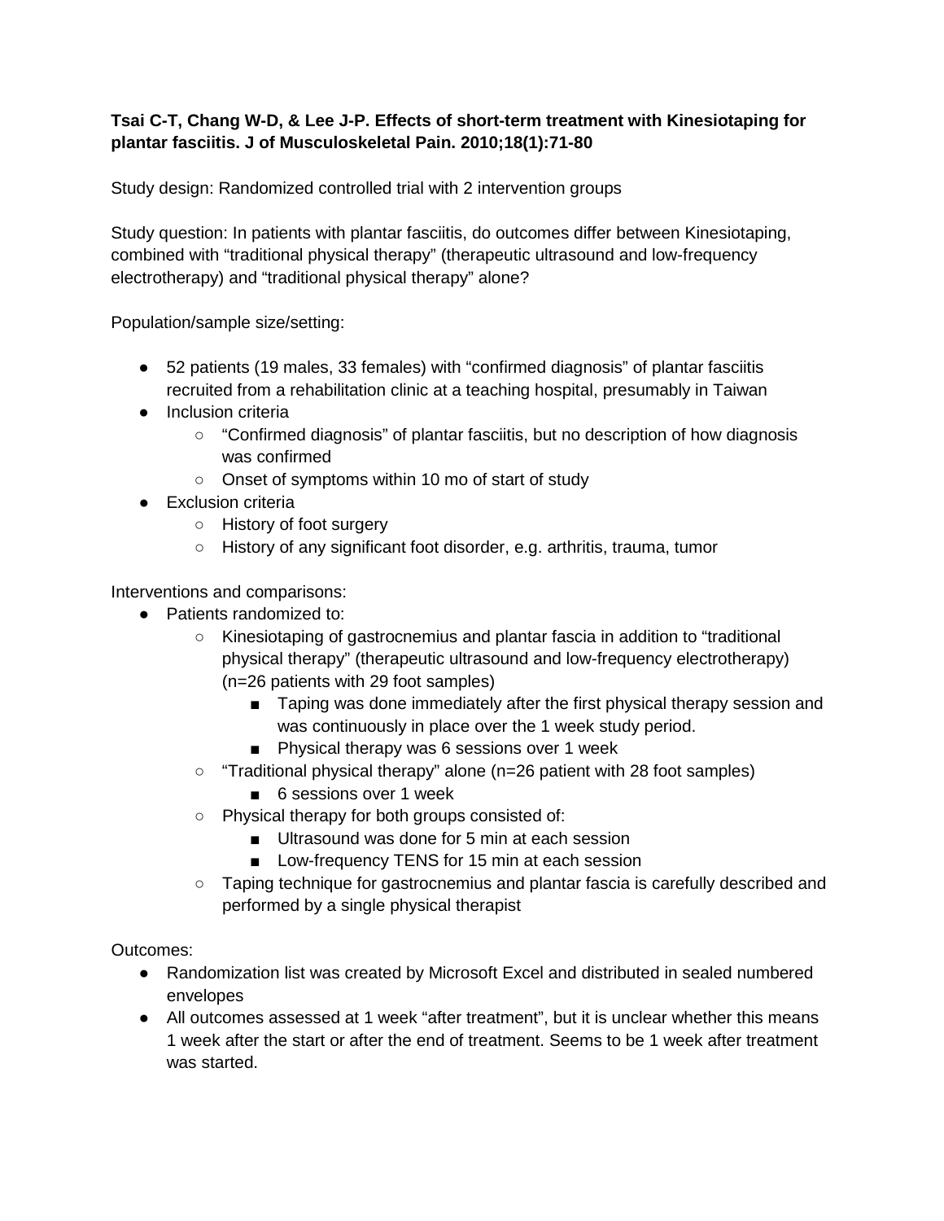**Tsai C-T, Chang W-D, & Lee J-P. Effects of short-term treatment with Kinesiotaping for plantar fasciitis. J of Musculoskeletal Pain. 2010;18(1):71-80**

Study design: Randomized controlled trial with 2 intervention groups

Study question: In patients with plantar fasciitis, do outcomes differ between Kinesiotaping, combined with "traditional physical therapy" (therapeutic ultrasound and low-frequency electrotherapy) and "traditional physical therapy" alone?

Population/sample size/setting:

- 52 patients (19 males, 33 females) with "confirmed diagnosis" of plantar fasciitis recruited from a rehabilitation clinic at a teaching hospital, presumably in Taiwan
- Inclusion criteria
    - "Confirmed diagnosis" of plantar fasciitis, but no description of how diagnosis was confirmed
    - Onset of symptoms within 10 mo of start of study
- Exclusion criteria
    - History of foot surgery
    - History of any significant foot disorder, e.g. arthritis, trauma, tumor

Interventions and comparisons:

- Patients randomized to:
    - Kinesiotaping of gastrocnemius and plantar fascia in addition to "traditional physical therapy" (therapeutic ultrasound and low-frequency electrotherapy) (n=26 patients with 29 foot samples)
        - Taping was done immediately after the first physical therapy session and was continuously in place over the 1 week study period.
        - Physical therapy was 6 sessions over 1 week
    - "Traditional physical therapy" alone (n=26 patient with 28 foot samples)
        - 6 sessions over 1 week
    - Physical therapy for both groups consisted of:
        - Ultrasound was done for 5 min at each session
        - Low-frequency TENS for 15 min at each session
    - Taping technique for gastrocnemius and plantar fascia is carefully described and performed by a single physical therapist

Outcomes:

- Randomization list was created by Microsoft Excel and distributed in sealed numbered envelopes
- All outcomes assessed at 1 week "after treatment", but it is unclear whether this means 1 week after the start or after the end of treatment. Seems to be 1 week after treatment was started.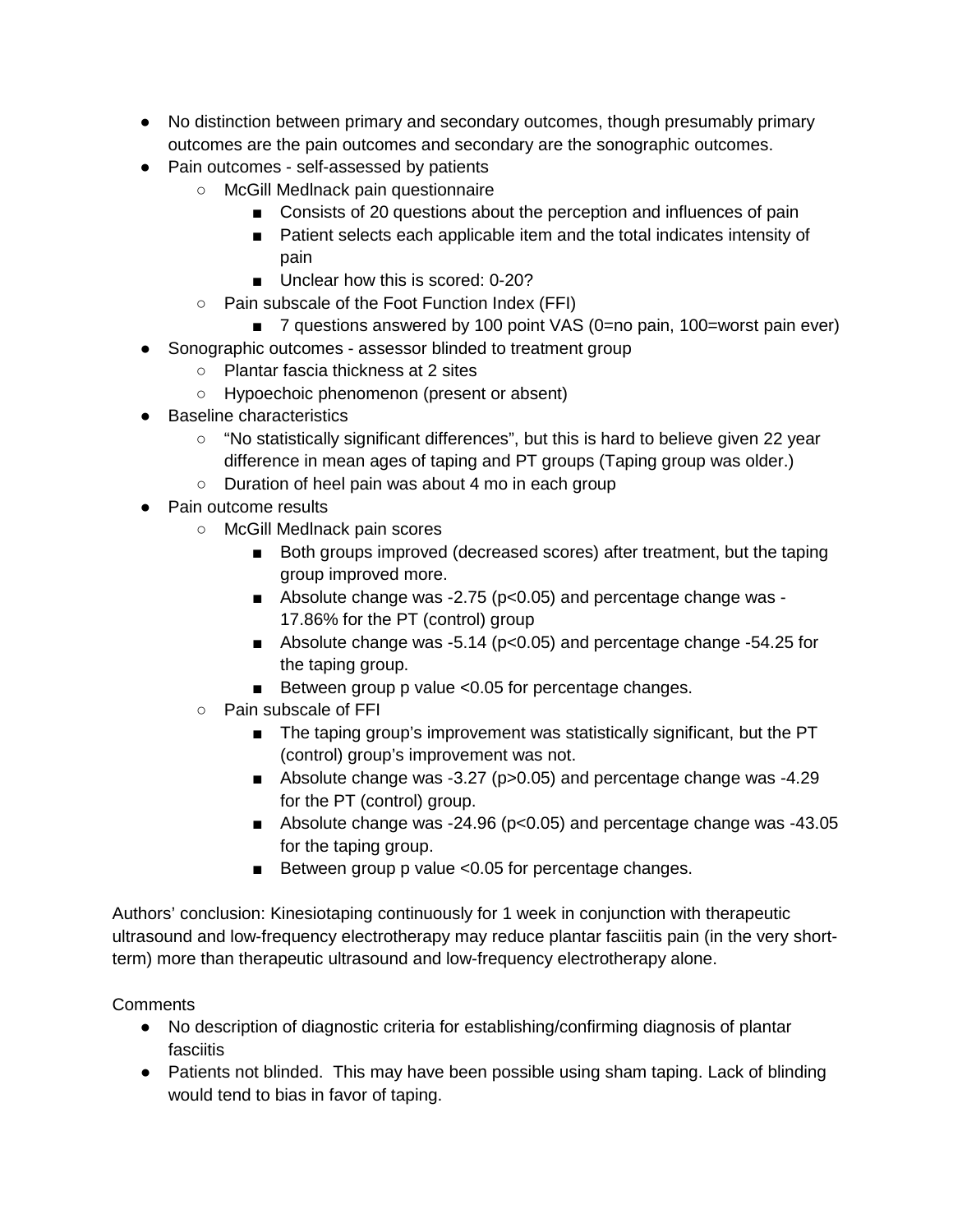- No distinction between primary and secondary outcomes, though presumably primary outcomes are the pain outcomes and secondary are the sonographic outcomes.
- Pain outcomes - self-assessed by patients
    - McGill Medlnack pain questionnaire
        - Consists of 20 questions about the perception and influences of pain
        - Patient selects each applicable item and the total indicates intensity of pain
        - Unclear how this is scored: 0-20?
    - Pain subscale of the Foot Function Index (FFI)
        - 7 questions answered by 100 point VAS (0=no pain, 100=worst pain ever)
- Sonographic outcomes - assessor blinded to treatment group
    - Plantar fascia thickness at 2 sites
    - Hypoechoic phenomenon (present or absent)
- Baseline characteristics
    - "No statistically significant differences", but this is hard to believe given 22 year difference in mean ages of taping and PT groups (Taping group was older.)
    - Duration of heel pain was about 4 mo in each group
- Pain outcome results
    - McGill Medlnack pain scores
        - Both groups improved (decreased scores) after treatment, but the taping group improved more.
        - Absolute change was -2.75 ($p<0.05$) and percentage change was -17.86% for the PT (control) group
        - Absolute change was -5.14 ($p<0.05$) and percentage change -54.25 for the taping group.
        - Between group p value <0.05 for percentage changes.
    - Pain subscale of FFI
        - The taping group's improvement was statistically significant, but the PT (control) group's improvement was not.
        - Absolute change was -3.27 ($p>0.05$) and percentage change was -4.29 for the PT (control) group.
        - Absolute change was -24.96 ($p<0.05$) and percentage change was -43.05 for the taping group.
        - Between group p value <0.05 for percentage changes.

Authors' conclusion: Kinesiotaping continuously for 1 week in conjunction with therapeutic ultrasound and low-frequency electrotherapy may reduce plantar fasciitis pain (in the very short-term) more than therapeutic ultrasound and low-frequency electrotherapy alone.

Comments

- No description of diagnostic criteria for establishing/confirming diagnosis of plantar fasciitis
- Patients not blinded. This may have been possible using sham taping. Lack of blinding would tend to bias in favor of taping.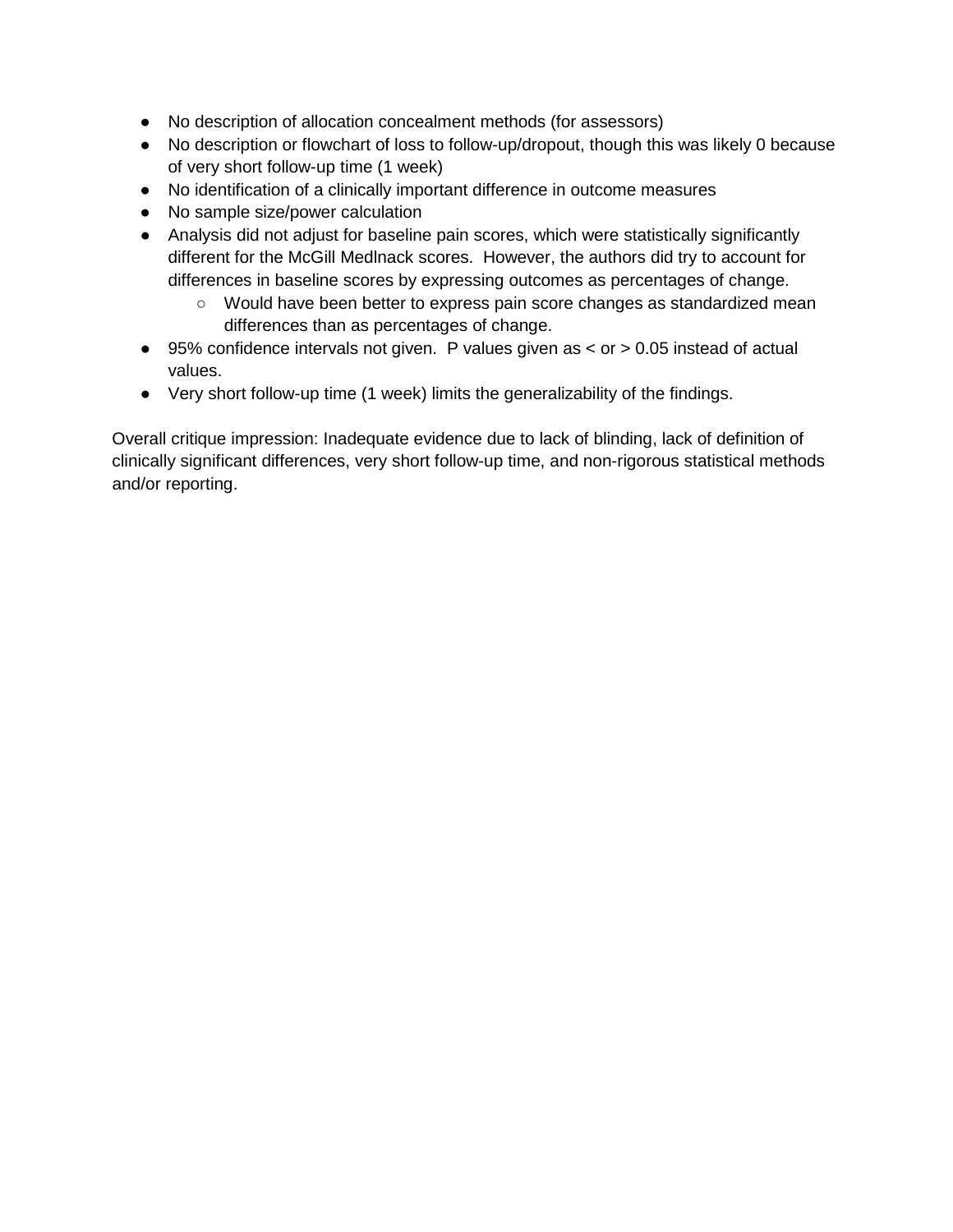- No description of allocation concealment methods (for assessors)
- No description or flowchart of loss to follow-up/dropout, though this was likely 0 because of very short follow-up time (1 week)
- No identification of a clinically important difference in outcome measures
- No sample size/power calculation
- Analysis did not adjust for baseline pain scores, which were statistically significantly different for the McGill Medlnack scores. However, the authors did try to account for differences in baseline scores by expressing outcomes as percentages of change.
    - Would have been better to express pain score changes as standardized mean differences than as percentages of change.
- 95% confidence intervals not given. P values given as < or > 0.05 instead of actual values.
- Very short follow-up time (1 week) limits the generalizability of the findings.

Overall critique impression: Inadequate evidence due to lack of blinding, lack of definition of clinically significant differences, very short follow-up time, and non-rigorous statistical methods and/or reporting.